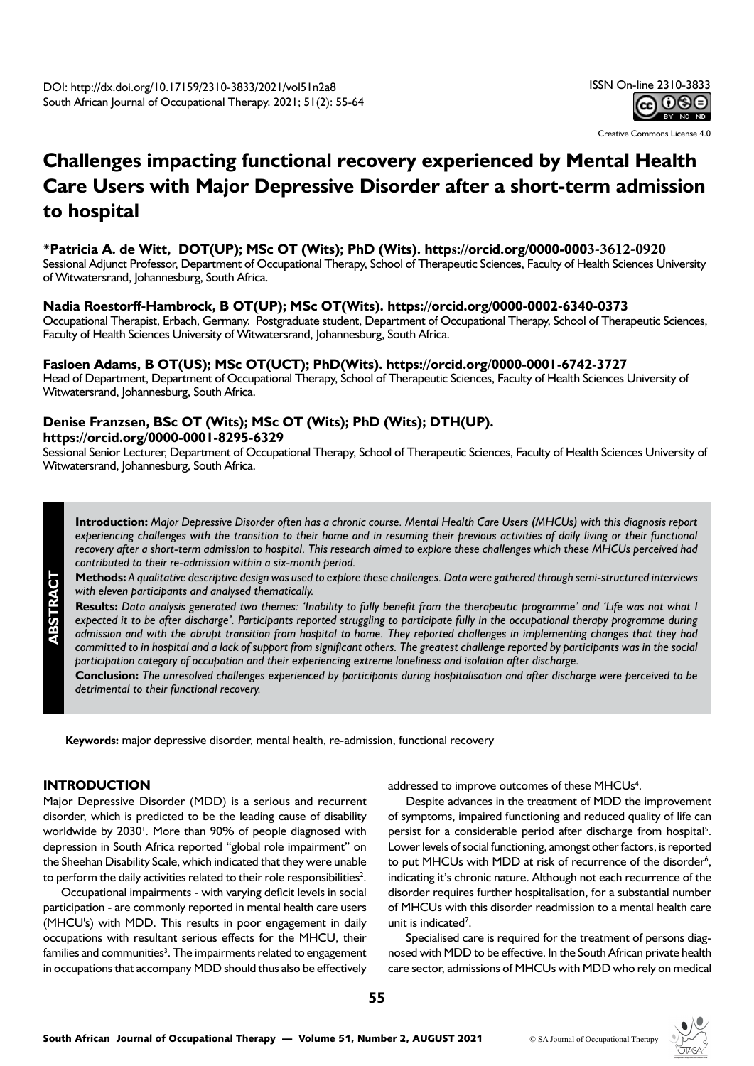DOI: http://dx.doi.org/10.17159/2310-3833/2021/vol51n2a8
South African Journal of Occupational Therapy. 2021; 51(2): 55-64

ISSN On-line 2310-3833

Creative Commons License 4.0

# Challenges impacting functional recovery experienced by Mental Health Care Users with Major Depressive Disorder after a short-term admission to hospital

**\*Patricia A. de Witt, DOT(UP); MSc OT (Wits); PhD (Wits). https://orcid.org/0000-0003-3612-0920**
Sessional Adjunct Professor, Department of Occupational Therapy, School of Therapeutic Sciences, Faculty of Health Sciences University of Witwatersrand, Johannesburg, South Africa.

**Nadia Roestorff-Hambrock, B OT(UP); MSc OT(Wits). https://orcid.org/0000-0002-6340-0373**
Occupational Therapist, Erbach, Germany. Postgraduate student, Department of Occupational Therapy, School of Therapeutic Sciences, Faculty of Health Sciences University of Witwatersrand, Johannesburg, South Africa.

**Fasloen Adams, B OT(US); MSc OT(UCT); PhD(Wits). https://orcid.org/0000-0001-6742-3727**
Head of Department, Department of Occupational Therapy, School of Therapeutic Sciences, Faculty of Health Sciences University of Witwatersrand, Johannesburg, South Africa.

**Denise Franzsen, BSc OT (Wits); MSc OT (Wits); PhD (Wits); DTH(UP). https://orcid.org/0000-0001-8295-6329**
Sessional Senior Lecturer, Department of Occupational Therapy, School of Therapeutic Sciences, Faculty of Health Sciences University of Witwatersrand, Johannesburg, South Africa.

## ABSTRACT

**Introduction:** *Major Depressive Disorder often has a chronic course. Mental Health Care Users (MHCUs) with this diagnosis report experiencing challenges with the transition to their home and in resuming their previous activities of daily living or their functional recovery after a short-term admission to hospital. This research aimed to explore these challenges which these MHCUs perceived had contributed to their re-admission within a six-month period.*

**Methods:** *A qualitative descriptive design was used to explore these challenges. Data were gathered through semi-structured interviews with eleven participants and analysed thematically.*

**Results:** *Data analysis generated two themes: 'Inability to fully benefit from the therapeutic programme' and 'Life was not what I expected it to be after discharge'. Participants reported struggling to participate fully in the occupational therapy programme during admission and with the abrupt transition from hospital to home. They reported challenges in implementing changes that they had committed to in hospital and a lack of support from significant others. The greatest challenge reported by participants was in the social participation category of occupation and their experiencing extreme loneliness and isolation after discharge.*

**Conclusion:** *The unresolved challenges experienced by participants during hospitalisation and after discharge were perceived to be detrimental to their functional recovery.*

**Keywords:** major depressive disorder, mental health, re-admission, functional recovery

## INTRODUCTION

Major Depressive Disorder (MDD) is a serious and recurrent disorder, which is predicted to be the leading cause of disability worldwide by 2030[1]. More than 90% of people diagnosed with depression in South Africa reported "global role impairment" on the Sheehan Disability Scale, which indicated that they were unable to perform the daily activities related to their role responsibilities[2].

Occupational impairments - with varying deficit levels in social participation - are commonly reported in mental health care users (MHCU's) with MDD. This results in poor engagement in daily occupations with resultant serious effects for the MHCU, their families and communities[3]. The impairments related to engagement in occupations that accompany MDD should thus also be effectively addressed to improve outcomes of these MHCUs[4].

Despite advances in the treatment of MDD the improvement of symptoms, impaired functioning and reduced quality of life can persist for a considerable period after discharge from hospital[5]. Lower levels of social functioning, amongst other factors, is reported to put MHCUs with MDD at risk of recurrence of the disorder[6], indicating it's chronic nature. Although not each recurrence of the disorder requires further hospitalisation, for a substantial number of MHCUs with this disorder readmission to a mental health care unit is indicated[7].

Specialised care is required for the treatment of persons diagnosed with MDD to be effective. In the South African private health care sector, admissions of MHCUs with MDD who rely on medical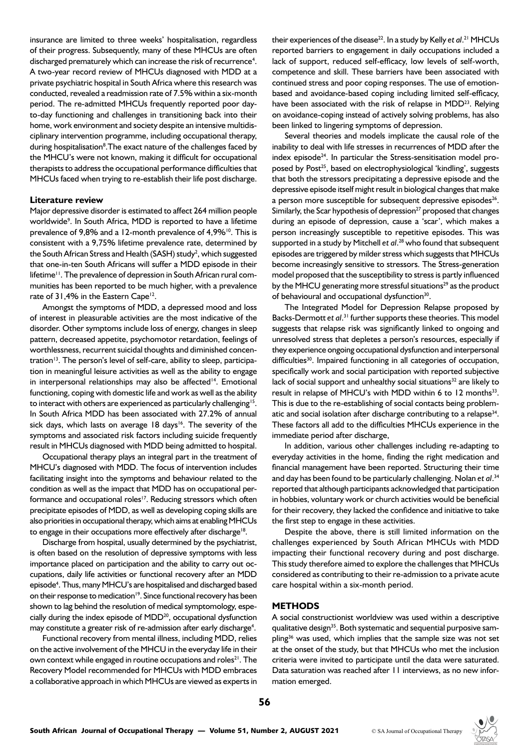insurance are limited to three weeks' hospitalisation, regardless of their progress. Subsequently, many of these MHCUs are often discharged prematurely which can increase the risk of recurrence[4]. A two-year record review of MHCUs diagnosed with MDD at a private psychiatric hospital in South Africa where this research was conducted, revealed a readmission rate of 7.5% within a six-month period. The re-admitted MHCUs frequently reported poor day-to-day functioning and challenges in transitioning back into their home, work environment and society despite an intensive multidisciplinary intervention programme, including occupational therapy, during hospitalisation[8]. The exact nature of the challenges faced by the MHCU's were not known, making it difficult for occupational therapists to address the occupational performance difficulties that MHCUs faced when trying to re-establish their life post discharge.

## Literature review

Major depressive disorder is estimated to affect 264 million people worldwide[9]. In South Africa, MDD is reported to have a lifetime prevalence of 9,8% and a 12-month prevalence of 4,9%[10]. This is consistent with a 9,75% lifetime prevalence rate, determined by the South African Stress and Health (SASH) study[2], which suggested that one-in-ten South Africans will suffer a MDD episode in their lifetime[11]. The prevalence of depression in South African rural communities has been reported to be much higher, with a prevalence rate of 31,4% in the Eastern Cape[12].

Amongst the symptoms of MDD, a depressed mood and loss of interest in pleasurable activities are the most indicative of the disorder. Other symptoms include loss of energy, changes in sleep pattern, decreased appetite, psychomotor retardation, feelings of worthlessness, recurrent suicidal thoughts and diminished concentration[13]. The person's level of self-care, ability to sleep, participation in meaningful leisure activities as well as the ability to engage in interpersonal relationships may also be affected[14]. Emotional functioning, coping with domestic life and work as well as the ability to interact with others are experienced as particularly challenging[15]. In South Africa MDD has been associated with 27.2% of annual sick days, which lasts on average 18 days[16]. The severity of the symptoms and associated risk factors including suicide frequently result in MHCUs diagnosed with MDD being admitted to hospital.

Occupational therapy plays an integral part in the treatment of MHCU's diagnosed with MDD. The focus of intervention includes facilitating insight into the symptoms and behaviour related to the condition as well as the impact that MDD has on occupational performance and occupational roles[17]. Reducing stressors which often precipitate episodes of MDD, as well as developing coping skills are also priorities in occupational therapy, which aims at enabling MHCUs to engage in their occupations more effectively after discharge[18].

Discharge from hospital, usually determined by the psychiatrist, is often based on the resolution of depressive symptoms with less importance placed on participation and the ability to carry out occupations, daily life activities or functional recovery after an MDD episode[4]. Thus, many MHCU's are hospitalised and discharged based on their response to medication[19]. Since functional recovery has been shown to lag behind the resolution of medical symptomology, especially during the index episode of MDD[20], occupational dysfunction may constitute a greater risk of re-admission after early discharge[4].

Functional recovery from mental illness, including MDD, relies on the active involvement of the MHCU in the everyday life in their own context while engaged in routine occupations and roles[21]. The Recovery Model recommended for MHCUs with MDD embraces a collaborative approach in which MHCUs are viewed as experts in their experiences of the disease[22]. In a study by Kelly *et al*.[21] MHCUs reported barriers to engagement in daily occupations included a lack of support, reduced self-efficacy, low levels of self-worth, competence and skill. These barriers have been associated with continued stress and poor coping responses. The use of emotion-based and avoidance-based coping including limited self-efficacy, have been associated with the risk of relapse in MDD[23]. Relying on avoidance-coping instead of actively solving problems, has also been linked to lingering symptoms of depression.

Several theories and models implicate the causal role of the inability to deal with life stresses in recurrences of MDD after the index episode[24]. In particular the Stress-sensitisation model proposed by Post[25], based on electrophysiological 'kindling', suggests that both the stressors precipitating a depressive episode and the depressive episode itself might result in biological changes that make a person more susceptible for subsequent depressive episodes[26]. Similarly, the Scar hypothesis of depression[27] proposed that changes during an episode of depression, cause a 'scar', which makes a person increasingly susceptible to repetitive episodes. This was supported in a study by Mitchell *et al*.[28] who found that subsequent episodes are triggered by milder stress which suggests that MHCUs become increasingly sensitive to stressors. The Stress-generation model proposed that the susceptibility to stress is partly influenced by the MHCU generating more stressful situations[29] as the product of behavioural and occupational dysfunction[30].

The Integrated Model for Depression Relapse proposed by Backs-Dermott *et al*.[31] further supports these theories. This model suggests that relapse risk was significantly linked to ongoing and unresolved stress that depletes a person's resources, especially if they experience ongoing occupational dysfunction and interpersonal difficulties[30]. Impaired functioning in all categories of occupation, specifically work and social participation with reported subjective lack of social support and unhealthy social situations[32] are likely to result in relapse of MHCU's with MDD within 6 to 12 months[33]. This is due to the re-establishing of social contacts being problematic and social isolation after discharge contributing to a relapse[34]. These factors all add to the difficulties MHCUs experience in the immediate period after discharge,

In addition, various other challenges including re-adapting to everyday activities in the home, finding the right medication and financial management have been reported. Structuring their time and day has been found to be particularly challenging. Nolan *et al*.[34] reported that although participants acknowledged that participation in hobbies, voluntary work or church activities would be beneficial for their recovery, they lacked the confidence and initiative to take the first step to engage in these activities.

Despite the above, there is still limited information on the challenges experienced by South African MHCUs with MDD impacting their functional recovery during and post discharge. This study therefore aimed to explore the challenges that MHCUs considered as contributing to their re-admission to a private acute care hospital within a six-month period.

## METHODS

A social constructionist worldview was used within a descriptive qualitative design[35]. Both systematic and sequential purposive sampling[36] was used, which implies that the sample size was not set at the onset of the study, but that MHCUs who met the inclusion criteria were invited to participate until the data were saturated. Data saturation was reached after 11 interviews, as no new information emerged.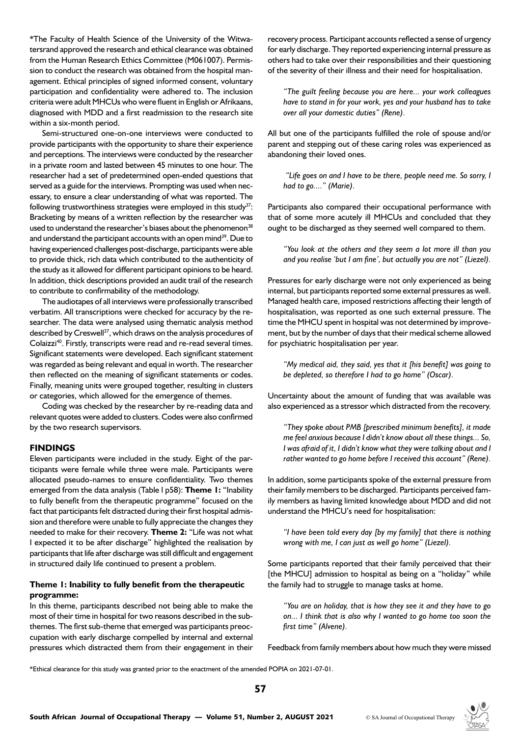*The Faculty of Health Science of the University of the Witwatersrand approved the research and ethical clearance was obtained from the Human Research Ethics Committee (M061007). Permission to conduct the research was obtained from the hospital management. Ethical principles of signed informed consent, voluntary participation and confidentiality were adhered to. The inclusion criteria were adult MHCUs who were fluent in English or Afrikaans, diagnosed with MDD and a first readmission to the research site within a six-month period.

Semi-structured one-on-one interviews were conducted to provide participants with the opportunity to share their experience and perceptions. The interviews were conducted by the researcher in a private room and lasted between 45 minutes to one hour. The researcher had a set of predetermined open-ended questions that served as a guide for the interviews. Prompting was used when necessary, to ensure a clear understanding of what was reported. The following trustworthiness strategies were employed in this study[37]: Bracketing by means of a written reflection by the researcher was used to understand the researcher's biases about the phenomenon[38] and understand the participant accounts with an open mind[39]. Due to having experienced challenges post-discharge, participants were able to provide thick, rich data which contributed to the authenticity of the study as it allowed for different participant opinions to be heard. In addition, thick descriptions provided an audit trail of the research to contribute to confirmability of the methodology.

The audiotapes of all interviews were professionally transcribed verbatim. All transcriptions were checked for accuracy by the researcher. The data were analysed using thematic analysis method described by Creswell[37], which draws on the analysis procedures of Colaizzi[40]. Firstly, transcripts were read and re-read several times. Significant statements were developed. Each significant statement was regarded as being relevant and equal in worth. The researcher then reflected on the meaning of significant statements or codes. Finally, meaning units were grouped together, resulting in clusters or categories, which allowed for the emergence of themes.

Coding was checked by the researcher by re-reading data and relevant quotes were added to clusters. Codes were also confirmed by the two research supervisors.

## FINDINGS

Eleven participants were included in the study. Eight of the participants were female while three were male. Participants were allocated pseudo-names to ensure confidentiality. Two themes emerged from the data analysis (Table I p58): **Theme 1:** "Inability to fully benefit from the therapeutic programme" focused on the fact that participants felt distracted during their first hospital admission and therefore were unable to fully appreciate the changes they needed to make for their recovery. **Theme 2:** "Life was not what I expected it to be after discharge" highlighted the realisation by participants that life after discharge was still difficult and engagement in structured daily life continued to present a problem.

### Theme 1: Inability to fully benefit from the therapeutic programme:

In this theme, participants described not being able to make the most of their time in hospital for two reasons described in the subthemes. The first sub-theme that emerged was participants preoccupation with early discharge compelled by internal and external pressures which distracted them from their engagement in their recovery process. Participant accounts reflected a sense of urgency for early discharge. They reported experiencing internal pressure as others had to take over their responsibilities and their questioning of the severity of their illness and their need for hospitalisation.

> *"The guilt feeling because you are here... your work colleagues have to stand in for your work, yes and your husband has to take over all your domestic duties" (Rene).*

All but one of the participants fulfilled the role of spouse and/or parent and stepping out of these caring roles was experienced as abandoning their loved ones.

> *"Life goes on and I have to be there, people need me. So sorry, I had to go...." (Marie).*

Participants also compared their occupational performance with that of some more acutely ill MHCUs and concluded that they ought to be discharged as they seemed well compared to them.

> *"You look at the others and they seem a lot more ill than you and you realise 'but I am fine', but actually you are not" (Liezel).*

Pressures for early discharge were not only experienced as being internal, but participants reported some external pressures as well. Managed health care, imposed restrictions affecting their length of hospitalisation, was reported as one such external pressure. The time the MHCU spent in hospital was not determined by improvement, but by the number of days that their medical scheme allowed for psychiatric hospitalisation per year.

> *"My medical aid, they said, yes that it [his benefit] was going to be depleted, so therefore I had to go home" (Oscar).*

Uncertainty about the amount of funding that was available was also experienced as a stressor which distracted from the recovery.

> *"They spoke about PMB [prescribed minimum benefits], it made me feel anxious because I didn't know about all these things... So, I was afraid of it, I didn't know what they were talking about and I rather wanted to go home before I received this account" (Rene).*

In addition, some participants spoke of the external pressure from their family members to be discharged. Participants perceived family members as having limited knowledge about MDD and did not understand the MHCU's need for hospitalisation:

> *"I have been told every day [by my family] that there is nothing wrong with me, I can just as well go home" (Liezel).*

Some participants reported that their family perceived that their [the MHCU] admission to hospital as being on a "holiday" while the family had to struggle to manage tasks at home.

> *"You are on holiday, that is how they see it and they have to go on... I think that is also why I wanted to go home too soon the first time" (Alvene).*

Feedback from family members about how much they were missed

*Ethical clearance for this study was granted prior to the enactment of the amended POPIA on 2021-07-01.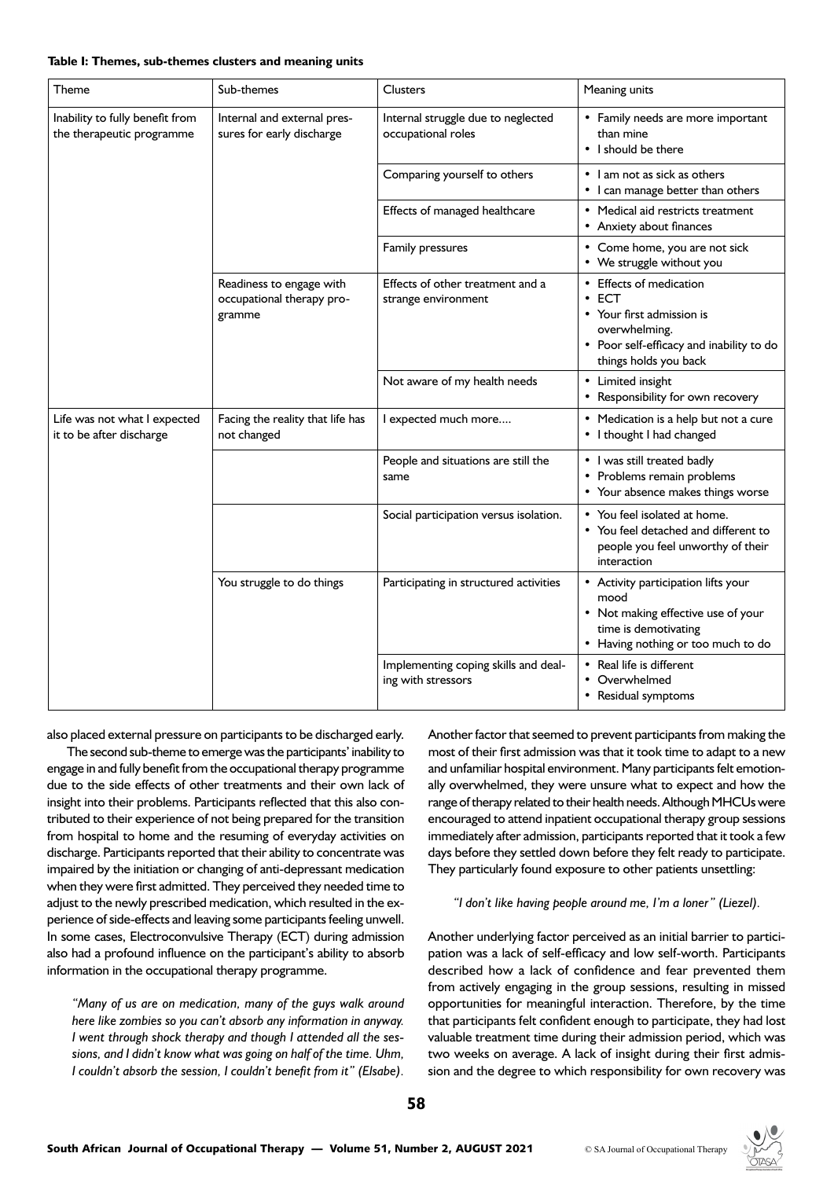**Table I: Themes, sub-themes clusters and meaning units**

| Theme | Sub-themes | Clusters | Meaning units |
|---|---|---|---|
| Inability to fully benefit from the therapeutic programme | Internal and external pressures for early discharge | Internal struggle due to neglected occupational roles | • Family needs are more important than mine<br>• I should be there |
| | | Comparing yourself to others | • I am not as sick as others<br>• I can manage better than others |
| | | Effects of managed healthcare | • Medical aid restricts treatment<br>• Anxiety about finances |
| | | Family pressures | • Come home, you are not sick<br>• We struggle without you |
| | Readiness to engage with occupational therapy programme | Effects of other treatment and a strange environment | • Effects of medication<br>• ECT<br>• Your first admission is overwhelming.<br>• Poor self-efficacy and inability to do things holds you back |
| | | Not aware of my health needs | • Limited insight<br>• Responsibility for own recovery |
| Life was not what I expected it to be after discharge | Facing the reality that life has not changed | I expected much more.... | • Medication is a help but not a cure<br>• I thought I had changed |
| | | People and situations are still the same | • I was still treated badly<br>• Problems remain problems<br>• Your absence makes things worse |
| | | Social participation versus isolation. | • You feel isolated at home.<br>• You feel detached and different to people you feel unworthy of their interaction |
| | You struggle to do things | Participating in structured activities | • Activity participation lifts your mood<br>• Not making effective use of your time is demotivating<br>• Having nothing or too much to do |
| | | Implementing coping skills and dealing with stressors | • Real life is different<br>• Overwhelmed<br>• Residual symptoms |

also placed external pressure on participants to be discharged early.

The second sub-theme to emerge was the participants' inability to engage in and fully benefit from the occupational therapy programme due to the side effects of other treatments and their own lack of insight into their problems. Participants reflected that this also contributed to their experience of not being prepared for the transition from hospital to home and the resuming of everyday activities on discharge. Participants reported that their ability to concentrate was impaired by the initiation or changing of anti-depressant medication when they were first admitted. They perceived they needed time to adjust to the newly prescribed medication, which resulted in the experience of side-effects and leaving some participants feeling unwell. In some cases, Electroconvulsive Therapy (ECT) during admission also had a profound influence on the participant's ability to absorb information in the occupational therapy programme.

> *"Many of us are on medication, many of the guys walk around here like zombies so you can't absorb any information in anyway. I went through shock therapy and though I attended all the sessions, and I didn't know what was going on half of the time. Uhm, I couldn't absorb the session, I couldn't benefit from it" (Elsabe).*

Another factor that seemed to prevent participants from making the most of their first admission was that it took time to adapt to a new and unfamiliar hospital environment. Many participants felt emotionally overwhelmed, they were unsure what to expect and how the range of therapy related to their health needs. Although MHCUs were encouraged to attend inpatient occupational therapy group sessions immediately after admission, participants reported that it took a few days before they settled down before they felt ready to participate. They particularly found exposure to other patients unsettling:

> *"I don't like having people around me, I'm a loner" (Liezel).*

Another underlying factor perceived as an initial barrier to participation was a lack of self-efficacy and low self-worth. Participants described how a lack of confidence and fear prevented them from actively engaging in the group sessions, resulting in missed opportunities for meaningful interaction. Therefore, by the time that participants felt confident enough to participate, they had lost valuable treatment time during their admission period, which was two weeks on average. A lack of insight during their first admission and the degree to which responsibility for own recovery was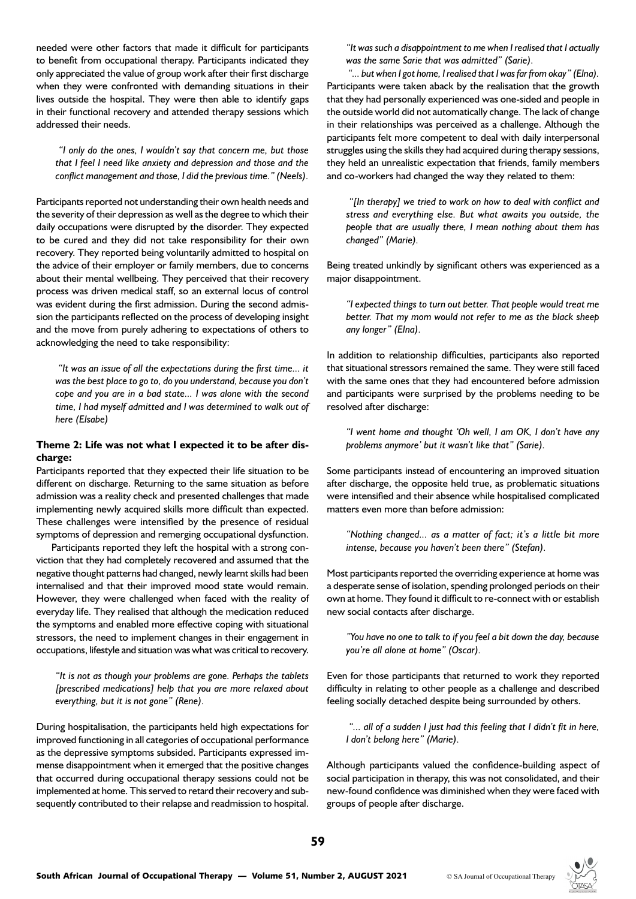needed were other factors that made it difficult for participants to benefit from occupational therapy. Participants indicated they only appreciated the value of group work after their first discharge when they were confronted with demanding situations in their lives outside the hospital. They were then able to identify gaps in their functional recovery and attended therapy sessions which addressed their needs.

> *"I only do the ones, I wouldn't say that concern me, but those that I feel I need like anxiety and depression and those and the conflict management and those, I did the previous time." (Neels).*

Participants reported not understanding their own health needs and the severity of their depression as well as the degree to which their daily occupations were disrupted by the disorder. They expected to be cured and they did not take responsibility for their own recovery. They reported being voluntarily admitted to hospital on the advice of their employer or family members, due to concerns about their mental wellbeing. They perceived that their recovery process was driven medical staff, so an external locus of control was evident during the first admission. During the second admission the participants reflected on the process of developing insight and the move from purely adhering to expectations of others to acknowledging the need to take responsibility:

> *"It was an issue of all the expectations during the first time... it was the best place to go to, do you understand, because you don't cope and you are in a bad state... I was alone with the second time, I had myself admitted and I was determined to walk out of here (Elsabe)*

### Theme 2: Life was not what I expected it to be after discharge:

Participants reported that they expected their life situation to be different on discharge. Returning to the same situation as before admission was a reality check and presented challenges that made implementing newly acquired skills more difficult than expected. These challenges were intensified by the presence of residual symptoms of depression and remerging occupational dysfunction.

Participants reported they left the hospital with a strong conviction that they had completely recovered and assumed that the negative thought patterns had changed, newly learnt skills had been internalised and that their improved mood state would remain. However, they were challenged when faced with the reality of everyday life. They realised that although the medication reduced the symptoms and enabled more effective coping with situational stressors, the need to implement changes in their engagement in occupations, lifestyle and situation was what was critical to recovery.

> *"It is not as though your problems are gone. Perhaps the tablets [prescribed medications] help that you are more relaxed about everything, but it is not gone" (Rene).*

During hospitalisation, the participants held high expectations for improved functioning in all categories of occupational performance as the depressive symptoms subsided. Participants expressed immense disappointment when it emerged that the positive changes that occurred during occupational therapy sessions could not be implemented at home. This served to retard their recovery and subsequently contributed to their relapse and readmission to hospital.

> *"It was such a disappointment to me when I realised that I actually was the same Sarie that was admitted" (Sarie).*
>
> *"... but when I got home, I realised that I was far from okay" (Elna).*

Participants were taken aback by the realisation that the growth that they had personally experienced was one-sided and people in the outside world did not automatically change. The lack of change in their relationships was perceived as a challenge. Although the participants felt more competent to deal with daily interpersonal struggles using the skills they had acquired during therapy sessions, they held an unrealistic expectation that friends, family members and co-workers had changed the way they related to them:

> *"[In therapy] we tried to work on how to deal with conflict and stress and everything else. But what awaits you outside, the people that are usually there, I mean nothing about them has changed" (Marie).*

Being treated unkindly by significant others was experienced as a major disappointment.

> *"I expected things to turn out better. That people would treat me better. That my mom would not refer to me as the black sheep any longer" (Elna).*

In addition to relationship difficulties, participants also reported that situational stressors remained the same. They were still faced with the same ones that they had encountered before admission and participants were surprised by the problems needing to be resolved after discharge:

> *"I went home and thought 'Oh well, I am OK, I don't have any problems anymore' but it wasn't like that" (Sarie).*

Some participants instead of encountering an improved situation after discharge, the opposite held true, as problematic situations were intensified and their absence while hospitalised complicated matters even more than before admission:

> *"Nothing changed... as a matter of fact; it's a little bit more intense, because you haven't been there" (Stefan).*

Most participants reported the overriding experience at home was a desperate sense of isolation, spending prolonged periods on their own at home. They found it difficult to re-connect with or establish new social contacts after discharge.

> *"You have no one to talk to if you feel a bit down the day, because you're all alone at home" (Oscar).*

Even for those participants that returned to work they reported difficulty in relating to other people as a challenge and described feeling socially detached despite being surrounded by others.

> *"... all of a sudden I just had this feeling that I didn't fit in here, I don't belong here" (Marie).*

Although participants valued the confidence-building aspect of social participation in therapy, this was not consolidated, and their new-found confidence was diminished when they were faced with groups of people after discharge.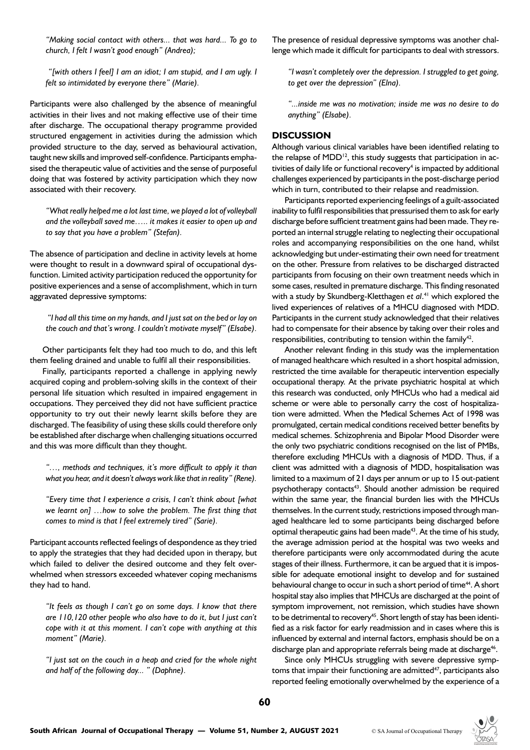*"Making social contact with others... that was hard... To go to church, I felt I wasn't good enough" (Andrea);*

*"[with others I feel] I am an idiot; I am stupid, and I am ugly. I felt so intimidated by everyone there" (Marie).*

Participants were also challenged by the absence of meaningful activities in their lives and not making effective use of their time after discharge. The occupational therapy programme provided structured engagement in activities during the admission which provided structure to the day, served as behavioural activation, taught new skills and improved self-confidence. Participants emphasised the therapeutic value of activities and the sense of purposeful doing that was fostered by activity participation which they now associated with their recovery.

*"What really helped me a lot last time, we played a lot of volleyball and the volleyball saved me….. it makes it easier to open up and to say that you have a problem" (Stefan).*

The absence of participation and decline in activity levels at home were thought to result in a downward spiral of occupational dysfunction. Limited activity participation reduced the opportunity for positive experiences and a sense of accomplishment, which in turn aggravated depressive symptoms:

*"I had all this time on my hands, and I just sat on the bed or lay on the couch and that's wrong. I couldn't motivate myself" (Elsabe).*

Other participants felt they had too much to do, and this left them feeling drained and unable to fulfil all their responsibilities.

Finally, participants reported a challenge in applying newly acquired coping and problem-solving skills in the context of their personal life situation which resulted in impaired engagement in occupations. They perceived they did not have sufficient practice opportunity to try out their newly learnt skills before they are discharged. The feasibility of using these skills could therefore only be established after discharge when challenging situations occurred and this was more difficult than they thought.

*"…, methods and techniques, it's more difficult to apply it than what you hear, and it doesn't always work like that in reality" (Rene).*

*"Every time that I experience a crisis, I can't think about [what we learnt on] …how to solve the problem. The first thing that comes to mind is that I feel extremely tired" (Sarie).*

Participant accounts reflected feelings of despondence as they tried to apply the strategies that they had decided upon in therapy, but which failed to deliver the desired outcome and they felt overwhelmed when stressors exceeded whatever coping mechanisms they had to hand.

*"It feels as though I can't go on some days. I know that there are 110,120 other people who also have to do it, but I just can't cope with it at this moment. I can't cope with anything at this moment" (Marie).*

*"I just sat on the couch in a heap and cried for the whole night and half of the following day... " (Daphne).*

The presence of residual depressive symptoms was another challenge which made it difficult for participants to deal with stressors.

*"I wasn't completely over the depression. I struggled to get going, to get over the depression" (Elna).*

*"...inside me was no motivation; inside me was no desire to do anything" (Elsabe).*

## DISCUSSION

Although various clinical variables have been identified relating to the relapse of MDD[12], this study suggests that participation in activities of daily life or functional recovery[4] is impacted by additional challenges experienced by participants in the post-discharge period which in turn, contributed to their relapse and readmission.

Participants reported experiencing feelings of a guilt-associated inability to fulfil responsibilities that pressurised them to ask for early discharge before sufficient treatment gains had been made. They reported an internal struggle relating to neglecting their occupational roles and accompanying responsibilities on the one hand, whilst acknowledging but under-estimating their own need for treatment on the other. Pressure from relatives to be discharged distracted participants from focusing on their own treatment needs which in some cases, resulted in premature discharge. This finding resonated with a study by Skundberg-Kletthagen *et al*.[41] which explored the lived experiences of relatives of a MHCU diagnosed with MDD. Participants in the current study acknowledged that their relatives had to compensate for their absence by taking over their roles and responsibilities, contributing to tension within the family[42].

Another relevant finding in this study was the implementation of managed healthcare which resulted in a short hospital admission, restricted the time available for therapeutic intervention especially occupational therapy. At the private psychiatric hospital at which this research was conducted, only MHCUs who had a medical aid scheme or were able to personally carry the cost of hospitalization were admitted. When the Medical Schemes Act of 1998 was promulgated, certain medical conditions received better benefits by medical schemes. Schizophrenia and Bipolar Mood Disorder were the only two psychiatric conditions recognised on the list of PMBs, therefore excluding MHCUs with a diagnosis of MDD. Thus, if a client was admitted with a diagnosis of MDD, hospitalisation was limited to a maximum of 21 days per annum or up to 15 out-patient psychotherapy contacts[43]. Should another admission be required within the same year, the financial burden lies with the MHCUs themselves. In the current study, restrictions imposed through managed healthcare led to some participants being discharged before optimal therapeutic gains had been made[43]. At the time of his study, the average admission period at the hospital was two weeks and therefore participants were only accommodated during the acute stages of their illness. Furthermore, it can be argued that it is impossible for adequate emotional insight to develop and for sustained behavioural change to occur in such a short period of time[44]. A short hospital stay also implies that MHCUs are discharged at the point of symptom improvement, not remission, which studies have shown to be detrimental to recovery[45]. Short length of stay has been identified as a risk factor for early readmission and in cases where this is influenced by external and internal factors, emphasis should be on a discharge plan and appropriate referrals being made at discharge[46].

Since only MHCUs struggling with severe depressive symptoms that impair their functioning are admitted[47], participants also reported feeling emotionally overwhelmed by the experience of a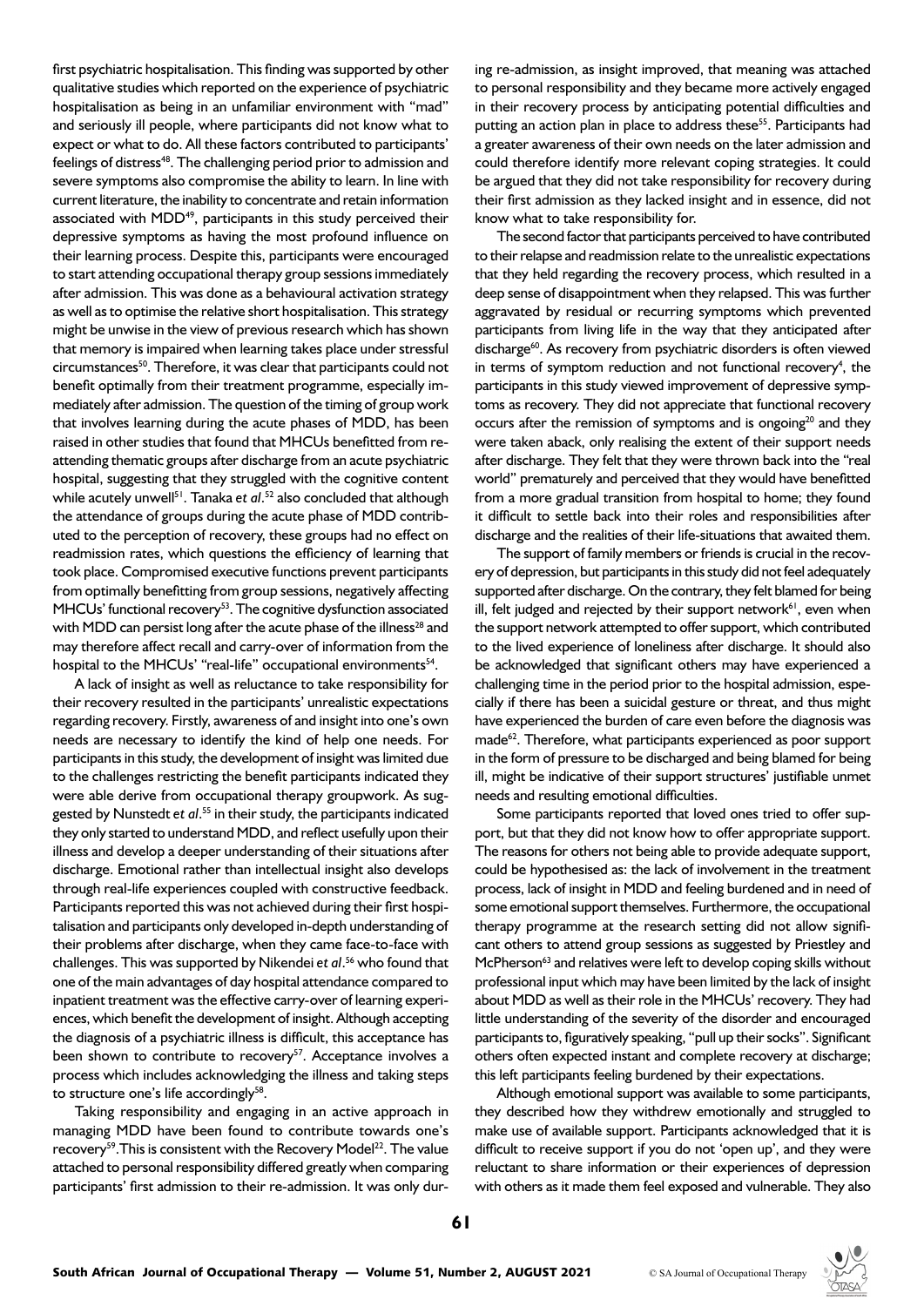first psychiatric hospitalisation. This finding was supported by other qualitative studies which reported on the experience of psychiatric hospitalisation as being in an unfamiliar environment with "mad" and seriously ill people, where participants did not know what to expect or what to do. All these factors contributed to participants' feelings of distress[48]. The challenging period prior to admission and severe symptoms also compromise the ability to learn. In line with current literature, the inability to concentrate and retain information associated with MDD[49], participants in this study perceived their depressive symptoms as having the most profound influence on their learning process. Despite this, participants were encouraged to start attending occupational therapy group sessions immediately after admission. This was done as a behavioural activation strategy as well as to optimise the relative short hospitalisation. This strategy might be unwise in the view of previous research which has shown that memory is impaired when learning takes place under stressful circumstances[50]. Therefore, it was clear that participants could not benefit optimally from their treatment programme, especially immediately after admission. The question of the timing of group work that involves learning during the acute phases of MDD, has been raised in other studies that found that MHCUs benefitted from re-attending thematic groups after discharge from an acute psychiatric hospital, suggesting that they struggled with the cognitive content while acutely unwell[51]. Tanaka *et al*.[52] also concluded that although the attendance of groups during the acute phase of MDD contributed to the perception of recovery, these groups had no effect on readmission rates, which questions the efficiency of learning that took place. Compromised executive functions prevent participants from optimally benefitting from group sessions, negatively affecting MHCUs' functional recovery[53]. The cognitive dysfunction associated with MDD can persist long after the acute phase of the illness[28] and may therefore affect recall and carry-over of information from the hospital to the MHCUs' "real-life" occupational environments[54].

A lack of insight as well as reluctance to take responsibility for their recovery resulted in the participants' unrealistic expectations regarding recovery. Firstly, awareness of and insight into one's own needs are necessary to identify the kind of help one needs. For participants in this study, the development of insight was limited due to the challenges restricting the benefit participants indicated they were able derive from occupational therapy groupwork. As suggested by Nunstedt *et al*.[55] in their study, the participants indicated they only started to understand MDD, and reflect usefully upon their illness and develop a deeper understanding of their situations after discharge. Emotional rather than intellectual insight also develops through real-life experiences coupled with constructive feedback. Participants reported this was not achieved during their first hospitalisation and participants only developed in-depth understanding of their problems after discharge, when they came face-to-face with challenges. This was supported by Nikendei *et al*.[56] who found that one of the main advantages of day hospital attendance compared to inpatient treatment was the effective carry-over of learning experiences, which benefit the development of insight. Although accepting the diagnosis of a psychiatric illness is difficult, this acceptance has been shown to contribute to recovery[57]. Acceptance involves a process which includes acknowledging the illness and taking steps to structure one's life accordingly[58].

Taking responsibility and engaging in an active approach in managing MDD have been found to contribute towards one's recovery[59]. This is consistent with the Recovery Model[22]. The value attached to personal responsibility differed greatly when comparing participants' first admission to their re-admission. It was only during re-admission, as insight improved, that meaning was attached to personal responsibility and they became more actively engaged in their recovery process by anticipating potential difficulties and putting an action plan in place to address these[55]. Participants had a greater awareness of their own needs on the later admission and could therefore identify more relevant coping strategies. It could be argued that they did not take responsibility for recovery during their first admission as they lacked insight and in essence, did not know what to take responsibility for.

The second factor that participants perceived to have contributed to their relapse and readmission relate to the unrealistic expectations that they held regarding the recovery process, which resulted in a deep sense of disappointment when they relapsed. This was further aggravated by residual or recurring symptoms which prevented participants from living life in the way that they anticipated after discharge[60]. As recovery from psychiatric disorders is often viewed in terms of symptom reduction and not functional recovery[4], the participants in this study viewed improvement of depressive symptoms as recovery. They did not appreciate that functional recovery occurs after the remission of symptoms and is ongoing[20] and they were taken aback, only realising the extent of their support needs after discharge. They felt that they were thrown back into the "real world" prematurely and perceived that they would have benefitted from a more gradual transition from hospital to home; they found it difficult to settle back into their roles and responsibilities after discharge and the realities of their life-situations that awaited them.

The support of family members or friends is crucial in the recovery of depression, but participants in this study did not feel adequately supported after discharge. On the contrary, they felt blamed for being ill, felt judged and rejected by their support network[61], even when the support network attempted to offer support, which contributed to the lived experience of loneliness after discharge. It should also be acknowledged that significant others may have experienced a challenging time in the period prior to the hospital admission, especially if there has been a suicidal gesture or threat, and thus might have experienced the burden of care even before the diagnosis was made[62]. Therefore, what participants experienced as poor support in the form of pressure to be discharged and being blamed for being ill, might be indicative of their support structures' justifiable unmet needs and resulting emotional difficulties.

Some participants reported that loved ones tried to offer support, but that they did not know how to offer appropriate support. The reasons for others not being able to provide adequate support, could be hypothesised as: the lack of involvement in the treatment process, lack of insight in MDD and feeling burdened and in need of some emotional support themselves. Furthermore, the occupational therapy programme at the research setting did not allow significant others to attend group sessions as suggested by Priestley and McPherson[63] and relatives were left to develop coping skills without professional input which may have been limited by the lack of insight about MDD as well as their role in the MHCUs' recovery. They had little understanding of the severity of the disorder and encouraged participants to, figuratively speaking, "pull up their socks". Significant others often expected instant and complete recovery at discharge; this left participants feeling burdened by their expectations.

Although emotional support was available to some participants, they described how they withdrew emotionally and struggled to make use of available support. Participants acknowledged that it is difficult to receive support if you do not 'open up', and they were reluctant to share information or their experiences of depression with others as it made them feel exposed and vulnerable. They also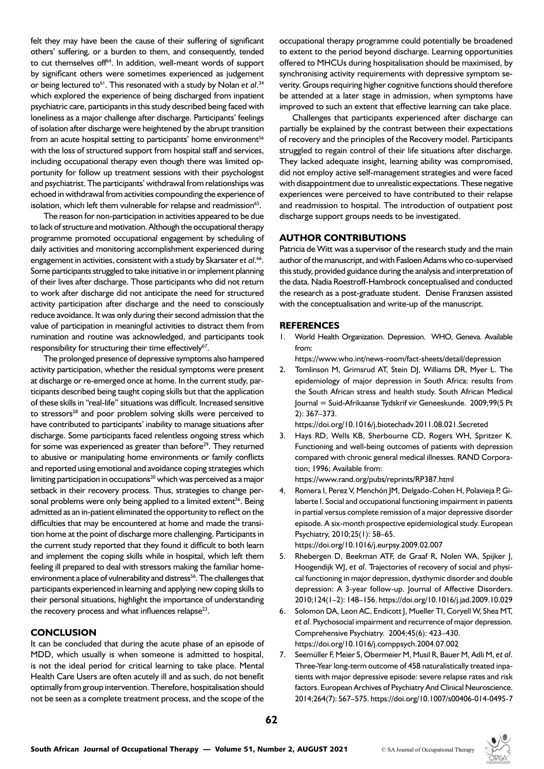felt they may have been the cause of their suffering of significant others' suffering, or a burden to them, and consequently, tended to cut themselves off[64]. In addition, well-meant words of support by significant others were sometimes experienced as judgement or being lectured to[61]. This resonated with a study by Nolan *et al*.[34] which explored the experience of being discharged from inpatient psychiatric care, participants in this study described being faced with loneliness as a major challenge after discharge. Participants' feelings of isolation after discharge were heightened by the abrupt transition from an acute hospital setting to participants' home environment[56] with the loss of structured support from hospital staff and services, including occupational therapy even though there was limited opportunity for follow up treatment sessions with their psychologist and psychiatrist. The participants' withdrawal from relationships was echoed in withdrawal from activities compounding the experience of isolation, which left them vulnerable for relapse and readmission[65].

The reason for non-participation in activities appeared to be due to lack of structure and motivation. Although the occupational therapy programme promoted occupational engagement by scheduling of daily activities and monitoring accomplishment experienced during engagement in activities, consistent with a study by Skarsater *et al*.[66]. Some participants struggled to take initiative in or implement planning of their lives after discharge. Those participants who did not return to work after discharge did not anticipate the need for structured activity participation after discharge and the need to consciously reduce avoidance. It was only during their second admission that the value of participation in meaningful activities to distract them from rumination and routine was acknowledged, and participants took responsibility for structuring their time effectively[67].

The prolonged presence of depressive symptoms also hampered activity participation, whether the residual symptoms were present at discharge or re-emerged once at home. In the current study, participants described being taught coping skills but that the application of these skills in "real-life" situations was difficult. Increased sensitive to stressors[28] and poor problem solving skills were perceived to have contributed to participants' inability to manage situations after discharge. Some participants faced relentless ongoing stress which for some was experienced as greater than before[29]. They returned to abusive or manipulating home environments or family conflicts and reported using emotional and avoidance coping strategies which limiting participation in occupations[30] which was perceived as a major setback in their recovery process. Thus, strategies to change personal problems were only being applied to a limited extent[56]. Being admitted as an in-patient eliminated the opportunity to reflect on the difficulties that may be encountered at home and made the transition home at the point of discharge more challenging. Participants in the current study reported that they found it difficult to both learn and implement the coping skills while in hospital, which left them feeling ill prepared to deal with stressors making the familiar home-environment a place of vulnerability and distress[56]. The challenges that participants experienced in learning and applying new coping skills to their personal situations, highlight the importance of understanding the recovery process and what influences relapse[23].

## CONCLUSION

It can be concluded that during the acute phase of an episode of MDD, which usually is when someone is admitted to hospital, is not the ideal period for critical learning to take place. Mental Health Care Users are often acutely ill and as such, do not benefit optimally from group intervention. Therefore, hospitalisation should not be seen as a complete treatment process, and the scope of the occupational therapy programme could potentially be broadened to extent to the period beyond discharge. Learning opportunities offered to MHCUs during hospitalisation should be maximised, by synchronising activity requirements with depressive symptom severity. Groups requiring higher cognitive functions should therefore be attended at a later stage in admission, when symptoms have improved to such an extent that effective learning can take place.

Challenges that participants experienced after discharge can partially be explained by the contrast between their expectations of recovery and the principles of the Recovery model. Participants struggled to regain control of their life situations after discharge. They lacked adequate insight, learning ability was compromised, did not employ active self-management strategies and were faced with disappointment due to unrealistic expectations. These negative experiences were perceived to have contributed to their relapse and readmission to hospital. The introduction of outpatient post discharge support groups needs to be investigated.

## AUTHOR CONTRIBUTIONS

Patricia de Witt was a supervisor of the research study and the main author of the manuscript, and with Fasloen Adams who co-supervised this study, provided guidance during the analysis and interpretation of the data. Nadia Roestorff-Hambrock conceptualised and conducted the research as a post-graduate student. Denise Franzsen assisted with the conceptualisation and write-up of the manuscript.

## REFERENCES

1. World Health Organization. Depression. WHO, Geneva. Available from: https://www.who.int/news-room/fact-sheets/detail/depression
2. Tomlinson M, Grimsrud AT, Stein DJ, Williams DR, Myer L. The epidemiology of major depression in South Africa: results from the South African stress and health study. South African Medical Journal = Suid-Afrikaanse Tydskrif vir Geneeskunde. 2009;99(5 Pt 2): 367–373. https://doi.org/10.1016/j.biotechadv.2011.08.021.Secreted
3. Hays RD, Wells KB, Sherbourne CD, Rogers WH, Spritzer K. Functioning and well-being outcomes of patients with depression compared with chronic general medical illnesses. RAND Corporation; 1996; Available from: https://www.rand.org/pubs/reprints/RP387.html
4. Romera I, Perez V, Menchón JM, Delgado-Cohen H, Polavieja P, Gilaberte I. Social and occupational functioning impairment in patients in partial versus complete remission of a major depressive disorder episode. A six-month prospective epidemiological study. European Psychiatry, 2010;25(1): 58–65. https://doi.org/10.1016/j.eurpsy.2009.02.007
5. Rhebergen D, Beekman ATF, de Graaf R, Nolen WA, Spijker J, Hoogendijk WJ, *et al*. Trajectories of recovery of social and physical functioning in major depression, dysthymic disorder and double depression: A 3-year follow-up. Journal of Affective Disorders. 2010;124(1–2): 148–156. https://doi.org/10.1016/j.jad.2009.10.029
6. Solomon DA, Leon AC, Endicott J, Mueller TI, Coryell W, Shea MT, *et al*. Psychosocial impairment and recurrence of major depression. Comprehensive Psychiatry. 2004;45(6): 423–430. https://doi.org/10.1016/j.comppsych.2004.07.002
7. Seemüller F, Meier S, Obermeier M, Musil R, Bauer M, Adli M, *et al*. Three-Year long-term outcome of 458 naturalistically treated inpatients with major depressive episode: severe relapse rates and risk factors. European Archives of Psychiatry And Clinical Neuroscience. 2014;264(7): 567–575. https://doi.org/10.1007/s00406-014-0495-7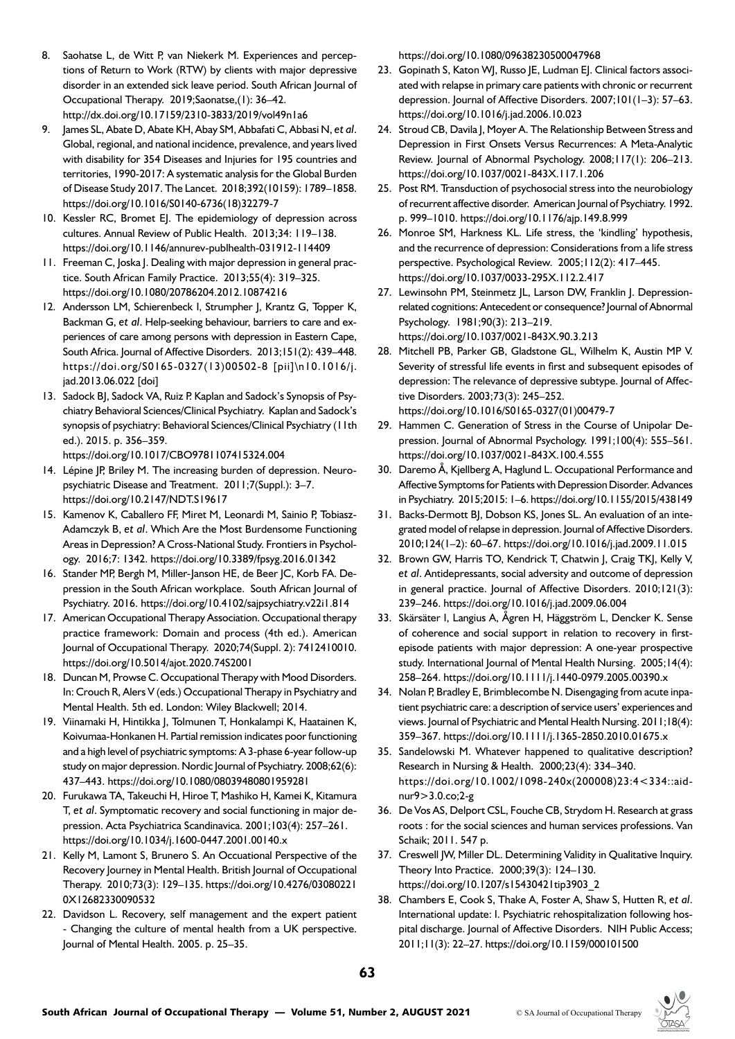8. Saohatse L, de Witt P, van Niekerk M. Experiences and perceptions of Return to Work (RTW) by clients with major depressive disorder in an extended sick leave period. South African Journal of Occupational Therapy. 2019;Saonatse,(1): 36–42. http://dx.doi.org/10.17159/2310-3833/2019/vol49n1a6
9. James SL, Abate D, Abate KH, Abay SM, Abbafati C, Abbasi N, *et al*. Global, regional, and national incidence, prevalence, and years lived with disability for 354 Diseases and Injuries for 195 countries and territories, 1990-2017: A systematic analysis for the Global Burden of Disease Study 2017. The Lancet. 2018;392(10159): 1789–1858. https://doi.org/10.1016/S0140-6736(18)32279-7
10. Kessler RC, Bromet EJ. The epidemiology of depression across cultures. Annual Review of Public Health. 2013;34: 119–138. https://doi.org/10.1146/annurev-publhealth-031912-114409
11. Freeman C, Joska J. Dealing with major depression in general practice. South African Family Practice. 2013;55(4): 319–325. https://doi.org/10.1080/20786204.2012.10874216
12. Andersson LM, Schierenbeck I, Strumpher J, Krantz G, Topper K, Backman G, *et al*. Help-seeking behaviour, barriers to care and experiences of care among persons with depression in Eastern Cape, South Africa. Journal of Affective Disorders. 2013;151(2): 439–448. https://doi.org/S0165-0327(13)00502-8 [pii]\n10.1016/j.jad.2013.06.022 [doi]
13. Sadock BJ, Sadock VA, Ruiz P. Kaplan and Sadock's Synopsis of Psychiatry Behavioral Sciences/Clinical Psychiatry. Kaplan and Sadock's synopsis of psychiatry: Behavioral Sciences/Clinical Psychiatry (11th ed.). 2015. p. 356–359. https://doi.org/10.1017/CBO9781107415324.004
14. Lépine JP, Briley M. The increasing burden of depression. Neuropsychiatric Disease and Treatment. 2011;7(Suppl.): 3–7. https://doi.org/10.2147/NDT.S19617
15. Kamenov K, Caballero FF, Miret M, Leonardi M, Sainio P, Tobiasz-Adamczyk B, *et al*. Which Are the Most Burdensome Functioning Areas in Depression? A Cross-National Study. Frontiers in Psychology. 2016;7: 1342. https://doi.org/10.3389/fpsyg.2016.01342
16. Stander MP, Bergh M, Miller-Janson HE, de Beer JC, Korb FA. Depression in the South African workplace. South African Journal of Psychiatry. 2016. https://doi.org/10.4102/sajpsychiatry.v22i1.814
17. American Occupational Therapy Association. Occupational therapy practice framework: Domain and process (4th ed.). American Journal of Occupational Therapy. 2020;74(Suppl. 2): 7412410010. https://doi.org/10.5014/ajot.2020.74S2001
18. Duncan M, Prowse C. Occupational Therapy with Mood Disorders. In: Crouch R, Alers V (eds.) Occupational Therapy in Psychiatry and Mental Health. 5th ed. London: Wiley Blackwell; 2014.
19. Viinamaki H, Hintikka J, Tolmunen T, Honkalampi K, Haatainen K, Koivumaa-Honkanen H. Partial remission indicates poor functioning and a high level of psychiatric symptoms: A 3-phase 6-year follow-up study on major depression. Nordic Journal of Psychiatry. 2008;62(6): 437–443. https://doi.org/10.1080/08039480801959281
20. Furukawa TA, Takeuchi H, Hiroe T, Mashiko H, Kamei K, Kitamura T, *et al*. Symptomatic recovery and social functioning in major depression. Acta Psychiatrica Scandinavica. 2001;103(4): 257–261. https://doi.org/10.1034/j.1600-0447.2001.00140.x
21. Kelly M, Lamont S, Brunero S. An Occuational Perspective of the Recovery Journey in Mental Health. British Journal of Occupational Therapy. 2010;73(3): 129–135. https://doi.org/10.4276/030802210X12682330090532
22. Davidson L. Recovery, self management and the expert patient - Changing the culture of mental health from a UK perspective. Journal of Mental Health. 2005. p. 25–35. https://doi.org/10.1080/09638230500047968
23. Gopinath S, Katon WJ, Russo JE, Ludman EJ. Clinical factors associated with relapse in primary care patients with chronic or recurrent depression. Journal of Affective Disorders. 2007;101(1–3): 57–63. https://doi.org/10.1016/j.jad.2006.10.023
24. Stroud CB, Davila J, Moyer A. The Relationship Between Stress and Depression in First Onsets Versus Recurrences: A Meta-Analytic Review. Journal of Abnormal Psychology. 2008;117(1): 206–213. https://doi.org/10.1037/0021-843X.117.1.206
25. Post RM. Transduction of psychosocial stress into the neurobiology of recurrent affective disorder. American Journal of Psychiatry. 1992. p. 999–1010. https://doi.org/10.1176/ajp.149.8.999
26. Monroe SM, Harkness KL. Life stress, the 'kindling' hypothesis, and the recurrence of depression: Considerations from a life stress perspective. Psychological Review. 2005;112(2): 417–445. https://doi.org/10.1037/0033-295X.112.2.417
27. Lewinsohn PM, Steinmetz JL, Larson DW, Franklin J. Depression-related cognitions: Antecedent or consequence? Journal of Abnormal Psychology. 1981;90(3): 213–219. https://doi.org/10.1037/0021-843X.90.3.213
28. Mitchell PB, Parker GB, Gladstone GL, Wilhelm K, Austin MP V. Severity of stressful life events in first and subsequent episodes of depression: The relevance of depressive subtype. Journal of Affective Disorders. 2003;73(3): 245–252. https://doi.org/10.1016/S0165-0327(01)00479-7
29. Hammen C. Generation of Stress in the Course of Unipolar Depression. Journal of Abnormal Psychology. 1991;100(4): 555–561. https://doi.org/10.1037/0021-843X.100.4.555
30. Daremo Å, Kjellberg A, Haglund L. Occupational Performance and Affective Symptoms for Patients with Depression Disorder. Advances in Psychiatry. 2015;2015: 1–6. https://doi.org/10.1155/2015/438149
31. Backs-Dermott BJ, Dobson KS, Jones SL. An evaluation of an integrated model of relapse in depression. Journal of Affective Disorders. 2010;124(1–2): 60–67. https://doi.org/10.1016/j.jad.2009.11.015
32. Brown GW, Harris TO, Kendrick T, Chatwin J, Craig TKJ, Kelly V, *et al*. Antidepressants, social adversity and outcome of depression in general practice. Journal of Affective Disorders. 2010;121(3): 239–246. https://doi.org/10.1016/j.jad.2009.06.004
33. Skärsäter I, Langius A, Ågren H, Häggström L, Dencker K. Sense of coherence and social support in relation to recovery in first-episode patients with major depression: A one-year prospective study. International Journal of Mental Health Nursing. 2005;14(4): 258–264. https://doi.org/10.1111/j.1440-0979.2005.00390.x
34. Nolan P, Bradley E, Brimblecombe N. Disengaging from acute inpatient psychiatric care: a description of service users' experiences and views. Journal of Psychiatric and Mental Health Nursing. 2011;18(4): 359–367. https://doi.org/10.1111/j.1365-2850.2010.01675.x
35. Sandelowski M. Whatever happened to qualitative description? Research in Nursing & Health. 2000;23(4): 334–340. https://doi.org/10.1002/1098-240x(200008)23:4<334::aid-nur9>3.0.co;2-g
36. De Vos AS, Delport CSL, Fouche CB, Strydom H. Research at grass roots : for the social sciences and human services professions. Van Schaik; 2011. 547 p.
37. Creswell JW, Miller DL. Determining Validity in Qualitative Inquiry. Theory Into Practice. 2000;39(3): 124–130. https://doi.org/10.1207/s15430421tip3903_2
38. Chambers E, Cook S, Thake A, Foster A, Shaw S, Hutten R, *et al*. International update: I. Psychiatric rehospitalization following hospital discharge. Journal of Affective Disorders. NIH Public Access; 2011;11(3): 22–27. https://doi.org/10.1159/000101500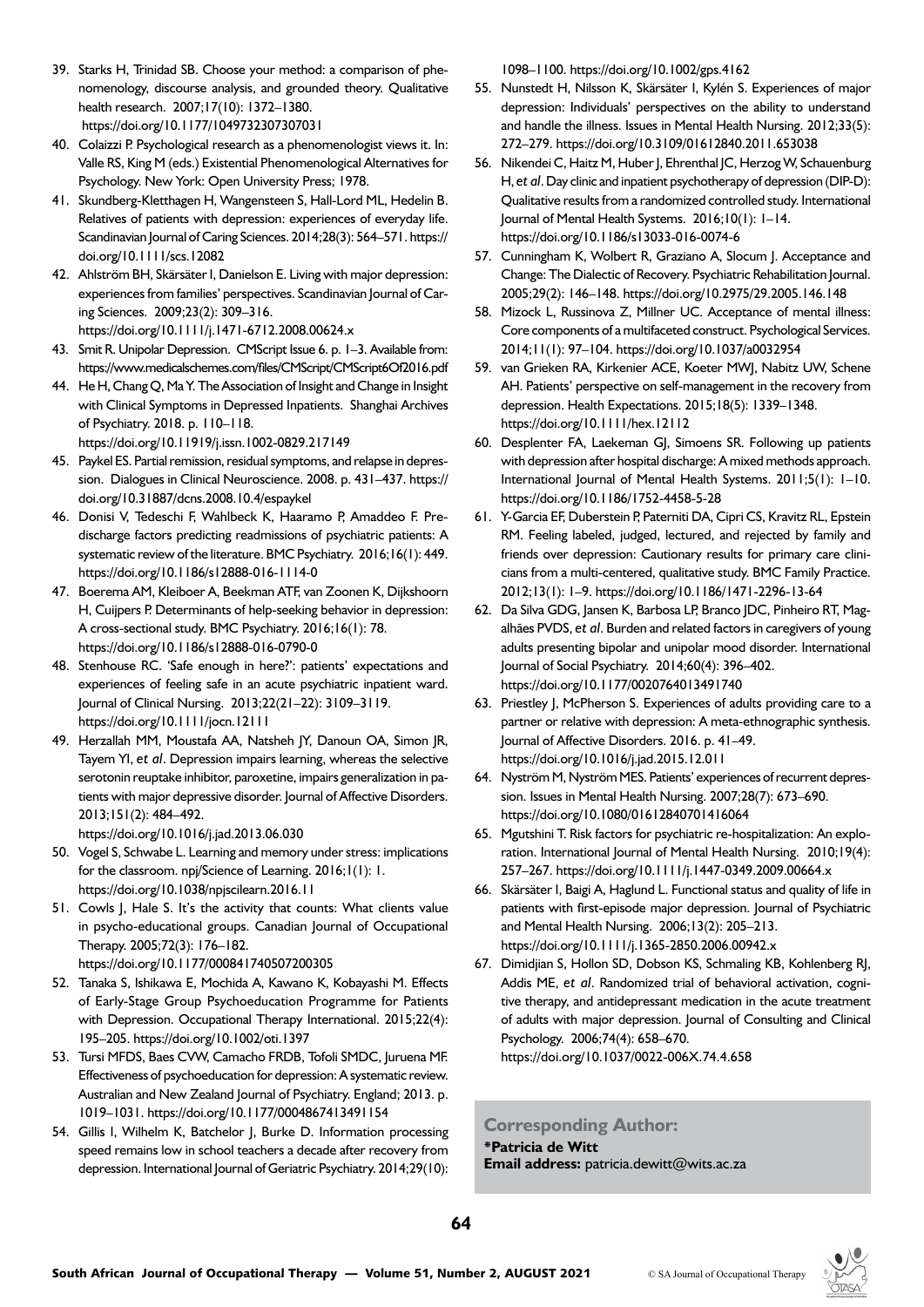39. Starks H, Trinidad SB. Choose your method: a comparison of phenomenology, discourse analysis, and grounded theory. Qualitative health research. 2007;17(10): 1372–1380. https://doi.org/10.1177/1049732307307031
40. Colaizzi P. Psychological research as a phenomenologist views it. In: Valle RS, King M (eds.) Existential Phenomenological Alternatives for Psychology. New York: Open University Press; 1978.
41. Skundberg-Kletthagen H, Wangensteen S, Hall-Lord ML, Hedelin B. Relatives of patients with depression: experiences of everyday life. Scandinavian Journal of Caring Sciences. 2014;28(3): 564–571. https://doi.org/10.1111/scs.12082
42. Ahlström BH, Skärsäter I, Danielson E. Living with major depression: experiences from families' perspectives. Scandinavian Journal of Caring Sciences. 2009;23(2): 309–316. https://doi.org/10.1111/j.1471-6712.2008.00624.x
43. Smit R. Unipolar Depression. CMScript Issue 6. p. 1–3. Available from: https://www.medicalschemes.com/files/CMScript/CMScript6Of2016.pdf
44. He H, Chang Q, Ma Y. The Association of Insight and Change in Insight with Clinical Symptoms in Depressed Inpatients. Shanghai Archives of Psychiatry. 2018. p. 110–118. https://doi.org/10.11919/j.issn.1002-0829.217149
45. Paykel ES. Partial remission, residual symptoms, and relapse in depression. Dialogues in Clinical Neuroscience. 2008. p. 431–437. https://doi.org/10.31887/dcns.2008.10.4/espaykel
46. Donisi V, Tedeschi F, Wahlbeck K, Haaramo P, Amaddeo F. Pre-discharge factors predicting readmissions of psychiatric patients: A systematic review of the literature. BMC Psychiatry. 2016;16(1): 449. https://doi.org/10.1186/s12888-016-1114-0
47. Boerema AM, Kleiboer A, Beekman ATF, van Zoonen K, Dijkshoorn H, Cuijpers P. Determinants of help-seeking behavior in depression: A cross-sectional study. BMC Psychiatry. 2016;16(1): 78. https://doi.org/10.1186/s12888-016-0790-0
48. Stenhouse RC. 'Safe enough in here?': patients' expectations and experiences of feeling safe in an acute psychiatric inpatient ward. Journal of Clinical Nursing. 2013;22(21–22): 3109–3119. https://doi.org/10.1111/jocn.12111
49. Herzallah MM, Moustafa AA, Natsheh JY, Danoun OA, Simon JR, Tayem YI, *et al*. Depression impairs learning, whereas the selective serotonin reuptake inhibitor, paroxetine, impairs generalization in patients with major depressive disorder. Journal of Affective Disorders. 2013;151(2): 484–492. https://doi.org/10.1016/j.jad.2013.06.030
50. Vogel S, Schwabe L. Learning and memory under stress: implications for the classroom. npj/Science of Learning. 2016;1(1): 1. https://doi.org/10.1038/npjscilearn.2016.11
51. Cowls J, Hale S. It's the activity that counts: What clients value in psycho-educational groups. Canadian Journal of Occupational Therapy. 2005;72(3): 176–182. https://doi.org/10.1177/000841740507200305
52. Tanaka S, Ishikawa E, Mochida A, Kawano K, Kobayashi M. Effects of Early-Stage Group Psychoeducation Programme for Patients with Depression. Occupational Therapy International. 2015;22(4): 195–205. https://doi.org/10.1002/oti.1397
53. Tursi MFDS, Baes CVW, Camacho FRDB, Tofoli SMDC, Juruena MF. Effectiveness of psychoeducation for depression: A systematic review. Australian and New Zealand Journal of Psychiatry. England; 2013. p. 1019–1031. https://doi.org/10.1177/0004867413491154
54. Gillis I, Wilhelm K, Batchelor J, Burke D. Information processing speed remains low in school teachers a decade after recovery from depression. International Journal of Geriatric Psychiatry. 2014;29(10): 1098–1100. https://doi.org/10.1002/gps.4162
55. Nunstedt H, Nilsson K, Skärsäter I, Kylén S. Experiences of major depression: Individuals' perspectives on the ability to understand and handle the illness. Issues in Mental Health Nursing. 2012;33(5): 272–279. https://doi.org/10.3109/01612840.2011.653038
56. Nikendei C, Haitz M, Huber J, Ehrenthal JC, Herzog W, Schauenburg H, *et al*. Day clinic and inpatient psychotherapy of depression (DIP-D): Qualitative results from a randomized controlled study. International Journal of Mental Health Systems. 2016;10(1): 1–14. https://doi.org/10.1186/s13033-016-0074-6
57. Cunningham K, Wolbert R, Graziano A, Slocum J. Acceptance and Change: The Dialectic of Recovery. Psychiatric Rehabilitation Journal. 2005;29(2): 146–148. https://doi.org/10.2975/29.2005.146.148
58. Mizock L, Russinova Z, Millner UC. Acceptance of mental illness: Core components of a multifaceted construct. Psychological Services. 2014;11(1): 97–104. https://doi.org/10.1037/a0032954
59. van Grieken RA, Kirkenier ACE, Koeter MWJ, Nabitz UW, Schene AH. Patients' perspective on self-management in the recovery from depression. Health Expectations. 2015;18(5): 1339–1348. https://doi.org/10.1111/hex.12112
60. Desplenter FA, Laekeman GJ, Simoens SR. Following up patients with depression after hospital discharge: A mixed methods approach. International Journal of Mental Health Systems. 2011;5(1): 1–10. https://doi.org/10.1186/1752-4458-5-28
61. Y-Garcia EF, Duberstein P, Paterniti DA, Cipri CS, Kravitz RL, Epstein RM. Feeling labeled, judged, lectured, and rejected by family and friends over depression: Cautionary results for primary care clinicians from a multi-centered, qualitative study. BMC Family Practice. 2012;13(1): 1–9. https://doi.org/10.1186/1471-2296-13-64
62. Da Silva GDG, Jansen K, Barbosa LP, Branco JDC, Pinheiro RT, Magalhães PVDS, *et al*. Burden and related factors in caregivers of young adults presenting bipolar and unipolar mood disorder. International Journal of Social Psychiatry. 2014;60(4): 396–402. https://doi.org/10.1177/0020764013491740
63. Priestley J, McPherson S. Experiences of adults providing care to a partner or relative with depression: A meta-ethnographic synthesis. Journal of Affective Disorders. 2016. p. 41–49. https://doi.org/10.1016/j.jad.2015.12.011
64. Nyström M, Nyström MES. Patients' experiences of recurrent depression. Issues in Mental Health Nursing. 2007;28(7): 673–690. https://doi.org/10.1080/01612840701416064
65. Mgutshini T. Risk factors for psychiatric re-hospitalization: An exploration. International Journal of Mental Health Nursing. 2010;19(4): 257–267. https://doi.org/10.1111/j.1447-0349.2009.00664.x
66. Skärsäter I, Baigi A, Haglund L. Functional status and quality of life in patients with first-episode major depression. Journal of Psychiatric and Mental Health Nursing. 2006;13(2): 205–213. https://doi.org/10.1111/j.1365-2850.2006.00942.x
67. Dimidjian S, Hollon SD, Dobson KS, Schmaling KB, Kohlenberg RJ, Addis ME, *et al*. Randomized trial of behavioral activation, cognitive therapy, and antidepressant medication in the acute treatment of adults with major depression. Journal of Consulting and Clinical Psychology. 2006;74(4): 658–670. https://doi.org/10.1037/0022-006X.74.4.658

**Corresponding Author:**

***Patricia de Witt**

**Email address:** patricia.dewitt@wits.ac.za